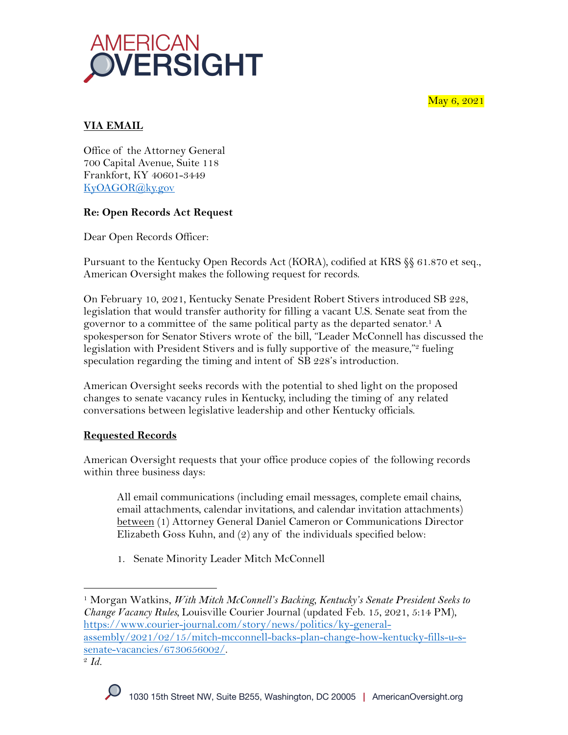AMERICAN OVERSIGHT

May 6, 2021

**VIA EMAIL**

Office of the Attorney General
700 Capital Avenue, Suite 118
Frankfort, KY 40601-3449
KyOAGOR@ky.gov

**Re: Open Records Act Request**

Dear Open Records Officer:

Pursuant to the Kentucky Open Records Act (KORA), codified at KRS §§ 61.870 et seq., American Oversight makes the following request for records.

On February 10, 2021, Kentucky Senate President Robert Stivers introduced SB 228, legislation that would transfer authority for filling a vacant U.S. Senate seat from the governor to a committee of the same political party as the departed senator.[1] A spokesperson for Senator Stivers wrote of the bill, "Leader McConnell has discussed the legislation with President Stivers and is fully supportive of the measure,"[2] fueling speculation regarding the timing and intent of SB 228's introduction.

American Oversight seeks records with the potential to shed light on the proposed changes to senate vacancy rules in Kentucky, including the timing of any related conversations between legislative leadership and other Kentucky officials.

**Requested Records**

American Oversight requests that your office produce copies of the following records within three business days:

> All email communications (including email messages, complete email chains, email attachments, calendar invitations, and calendar invitation attachments) between (1) Attorney General Daniel Cameron or Communications Director Elizabeth Goss Kuhn, and (2) any of the individuals specified below:
>
> 1. Senate Minority Leader Mitch McConnell

---

[1] Morgan Watkins, *With Mitch McConnell's Backing, Kentucky's Senate President Seeks to Change Vacancy Rules*, Louisville Courier Journal (updated Feb. 15, 2021, 5:14 PM), https://www.courier-journal.com/story/news/politics/ky-general-assembly/2021/02/15/mitch-mcconnell-backs-plan-change-how-kentucky-fills-u-s-senate-vacancies/6730656002/.

[2] *Id.*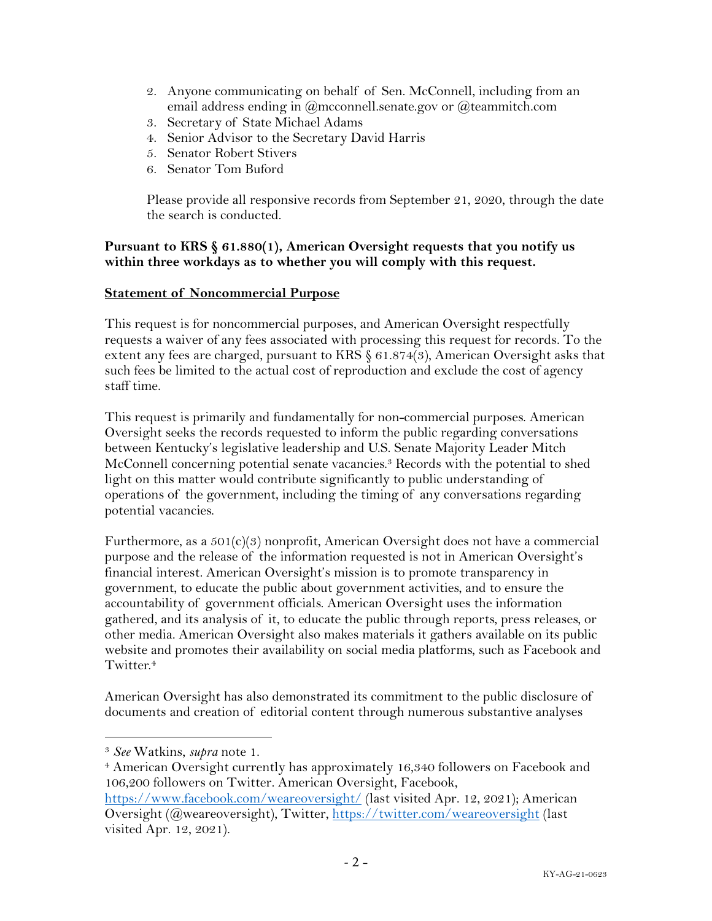2. Anyone communicating on behalf of Sen. McConnell, including from an email address ending in @mcconnell.senate.gov or @teammitch.com
3. Secretary of State Michael Adams
4. Senior Advisor to the Secretary David Harris
5. Senator Robert Stivers
6. Senator Tom Buford

Please provide all responsive records from September 21, 2020, through the date the search is conducted.

**Pursuant to KRS § 61.880(1), American Oversight requests that you notify us within three workdays as to whether you will comply with this request.**

**Statement of Noncommercial Purpose**

This request is for noncommercial purposes, and American Oversight respectfully requests a waiver of any fees associated with processing this request for records. To the extent any fees are charged, pursuant to KRS § 61.874(3), American Oversight asks that such fees be limited to the actual cost of reproduction and exclude the cost of agency staff time.

This request is primarily and fundamentally for non-commercial purposes. American Oversight seeks the records requested to inform the public regarding conversations between Kentucky's legislative leadership and U.S. Senate Majority Leader Mitch McConnell concerning potential senate vacancies.[3] Records with the potential to shed light on this matter would contribute significantly to public understanding of operations of the government, including the timing of any conversations regarding potential vacancies.

Furthermore, as a 501(c)(3) nonprofit, American Oversight does not have a commercial purpose and the release of the information requested is not in American Oversight's financial interest. American Oversight's mission is to promote transparency in government, to educate the public about government activities, and to ensure the accountability of government officials. American Oversight uses the information gathered, and its analysis of it, to educate the public through reports, press releases, or other media. American Oversight also makes materials it gathers available on its public website and promotes their availability on social media platforms, such as Facebook and Twitter.[4]

American Oversight has also demonstrated its commitment to the public disclosure of documents and creation of editorial content through numerous substantive analyses

[3] *See* Watkins, *supra* note 1.

[4] American Oversight currently has approximately 16,340 followers on Facebook and 106,200 followers on Twitter. American Oversight, Facebook, https://www.facebook.com/weareoversight/ (last visited Apr. 12, 2021); American Oversight (@weareoversight), Twitter, https://twitter.com/weareoversight (last visited Apr. 12, 2021).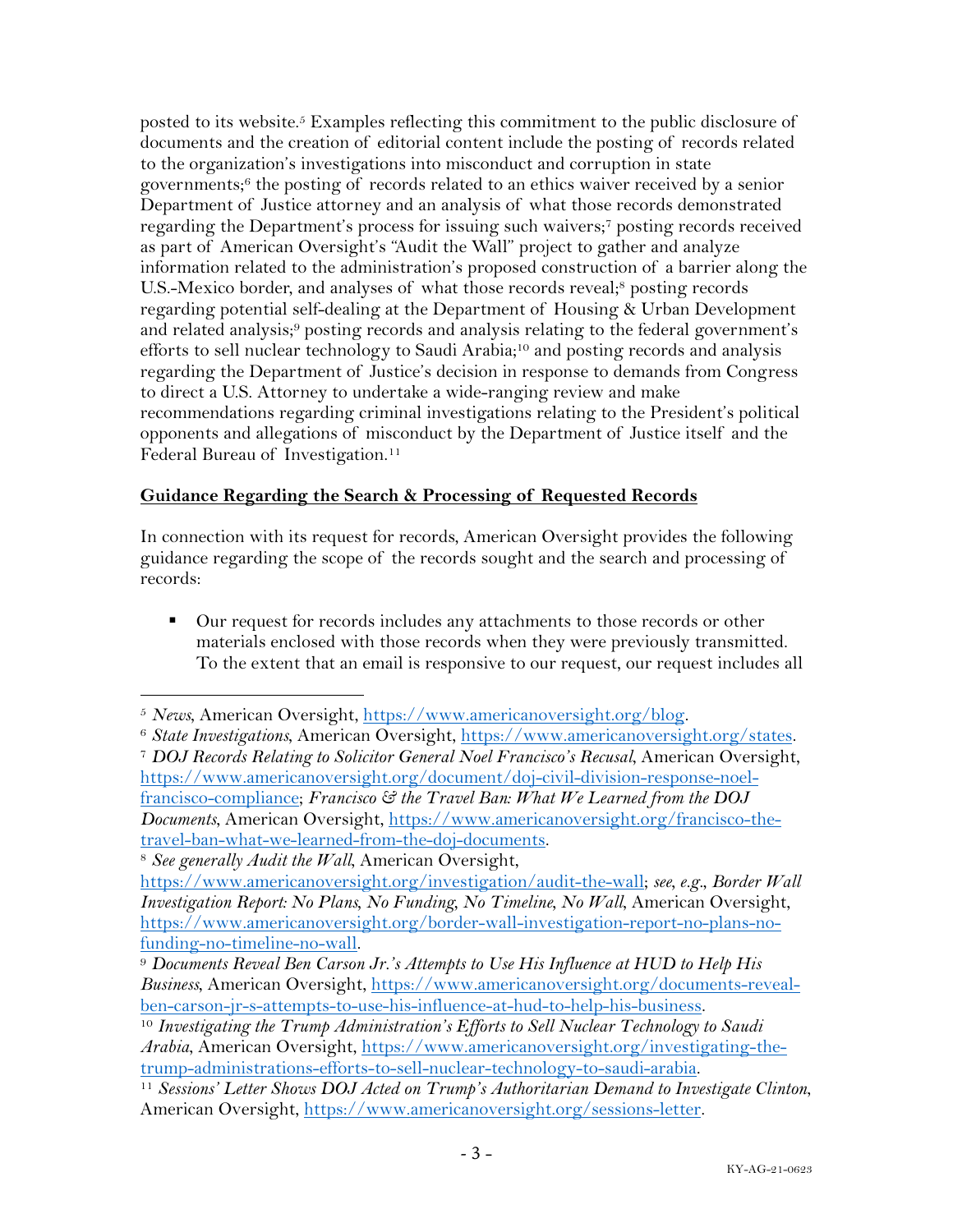posted to its website.[5] Examples reflecting this commitment to the public disclosure of documents and the creation of editorial content include the posting of records related to the organization's investigations into misconduct and corruption in state governments;[6] the posting of records related to an ethics waiver received by a senior Department of Justice attorney and an analysis of what those records demonstrated regarding the Department's process for issuing such waivers;[7] posting records received as part of American Oversight's "Audit the Wall" project to gather and analyze information related to the administration's proposed construction of a barrier along the U.S.-Mexico border, and analyses of what those records reveal;[8] posting records regarding potential self-dealing at the Department of Housing & Urban Development and related analysis;[9] posting records and analysis relating to the federal government's efforts to sell nuclear technology to Saudi Arabia;[10] and posting records and analysis regarding the Department of Justice's decision in response to demands from Congress to direct a U.S. Attorney to undertake a wide-ranging review and make recommendations regarding criminal investigations relating to the President's political opponents and allegations of misconduct by the Department of Justice itself and the Federal Bureau of Investigation.[11]

**Guidance Regarding the Search & Processing of Requested Records**

In connection with its request for records, American Oversight provides the following guidance regarding the scope of the records sought and the search and processing of records:

- Our request for records includes any attachments to those records or other materials enclosed with those records when they were previously transmitted. To the extent that an email is responsive to our request, our request includes all

---

[5] *News*, American Oversight, https://www.americanoversight.org/blog.

[6] *State Investigations*, American Oversight, https://www.americanoversight.org/states.

[7] *DOJ Records Relating to Solicitor General Noel Francisco's Recusal*, American Oversight, https://www.americanoversight.org/document/doj-civil-division-response-noel-francisco-compliance; *Francisco & the Travel Ban: What We Learned from the DOJ Documents*, American Oversight, https://www.americanoversight.org/francisco-the-travel-ban-what-we-learned-from-the-doj-documents.

[8] *See generally Audit the Wall*, American Oversight, https://www.americanoversight.org/investigation/audit-the-wall; *see, e.g.*, *Border Wall Investigation Report: No Plans, No Funding, No Timeline, No Wall*, American Oversight, https://www.americanoversight.org/border-wall-investigation-report-no-plans-no-funding-no-timeline-no-wall.

[9] *Documents Reveal Ben Carson Jr.'s Attempts to Use His Influence at HUD to Help His Business*, American Oversight, https://www.americanoversight.org/documents-reveal-ben-carson-jr-s-attempts-to-use-his-influence-at-hud-to-help-his-business.

[10] *Investigating the Trump Administration's Efforts to Sell Nuclear Technology to Saudi Arabia*, American Oversight, https://www.americanoversight.org/investigating-the-trump-administrations-efforts-to-sell-nuclear-technology-to-saudi-arabia.

[11] *Sessions' Letter Shows DOJ Acted on Trump's Authoritarian Demand to Investigate Clinton*, American Oversight, https://www.americanoversight.org/sessions-letter.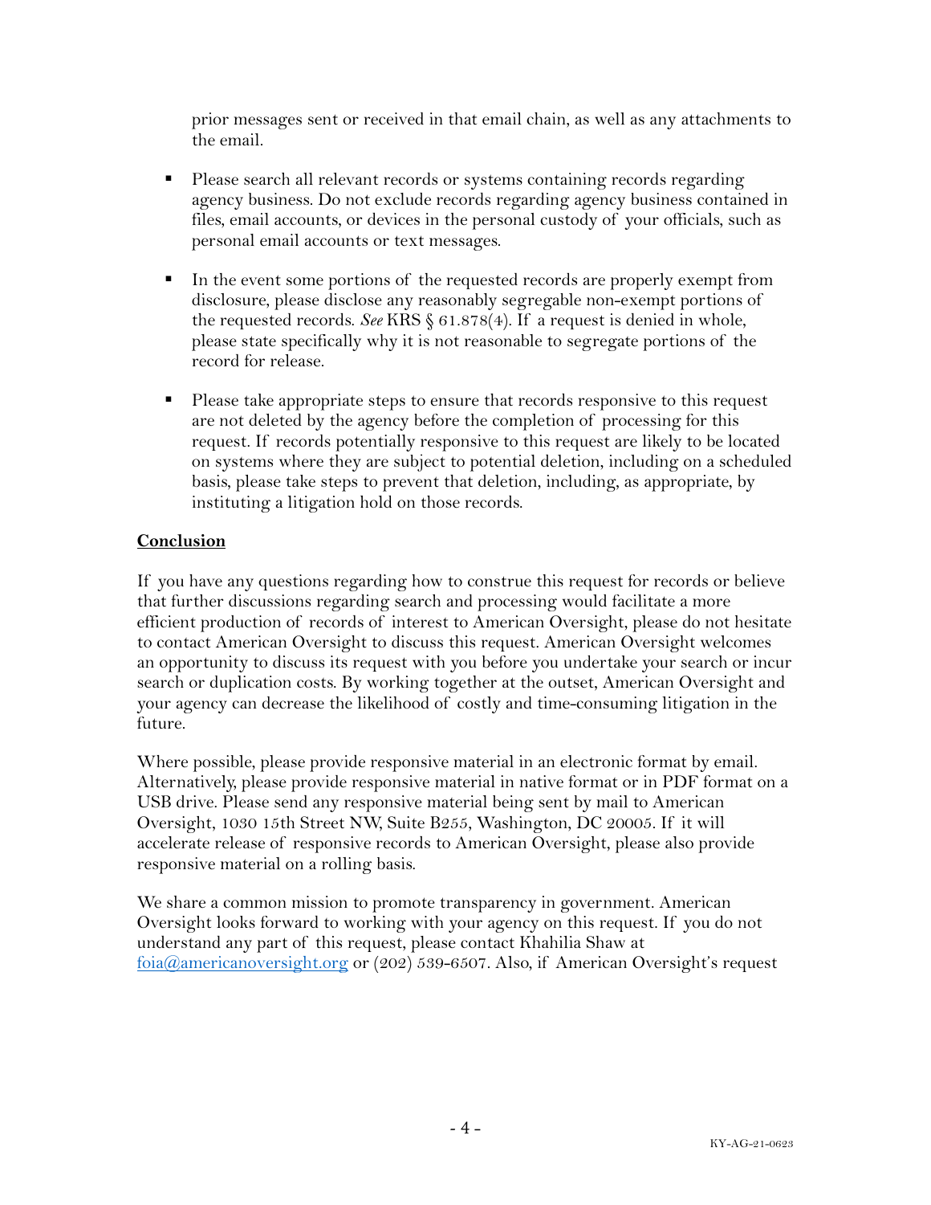prior messages sent or received in that email chain, as well as any attachments to the email.

- Please search all relevant records or systems containing records regarding agency business. Do not exclude records regarding agency business contained in files, email accounts, or devices in the personal custody of your officials, such as personal email accounts or text messages.
- In the event some portions of the requested records are properly exempt from disclosure, please disclose any reasonably segregable non-exempt portions of the requested records. *See* KRS § 61.878(4). If a request is denied in whole, please state specifically why it is not reasonable to segregate portions of the record for release.
- Please take appropriate steps to ensure that records responsive to this request are not deleted by the agency before the completion of processing for this request. If records potentially responsive to this request are likely to be located on systems where they are subject to potential deletion, including on a scheduled basis, please take steps to prevent that deletion, including, as appropriate, by instituting a litigation hold on those records.

**Conclusion**

If you have any questions regarding how to construe this request for records or believe that further discussions regarding search and processing would facilitate a more efficient production of records of interest to American Oversight, please do not hesitate to contact American Oversight to discuss this request. American Oversight welcomes an opportunity to discuss its request with you before you undertake your search or incur search or duplication costs. By working together at the outset, American Oversight and your agency can decrease the likelihood of costly and time-consuming litigation in the future.

Where possible, please provide responsive material in an electronic format by email. Alternatively, please provide responsive material in native format or in PDF format on a USB drive. Please send any responsive material being sent by mail to American Oversight, 1030 15th Street NW, Suite B255, Washington, DC 20005. If it will accelerate release of responsive records to American Oversight, please also provide responsive material on a rolling basis.

We share a common mission to promote transparency in government. American Oversight looks forward to working with your agency on this request. If you do not understand any part of this request, please contact Khahilia Shaw at foia@americanoversight.org or (202) 539-6507. Also, if American Oversight's request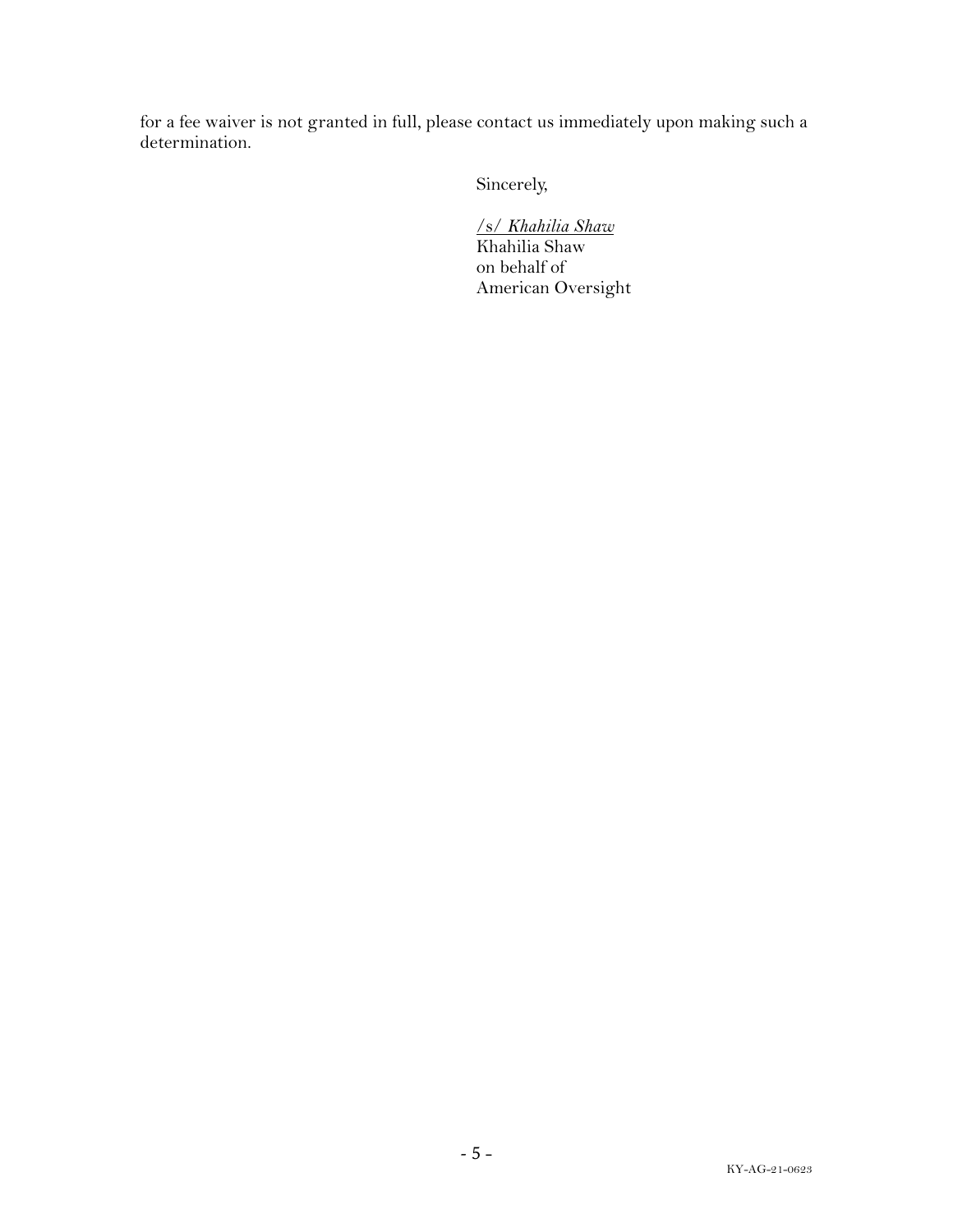for a fee waiver is not granted in full, please contact us immediately upon making such a determination.

Sincerely,

*/s/ Khahilia Shaw*
Khahilia Shaw
on behalf of
American Oversight

KY-AG-21-0623